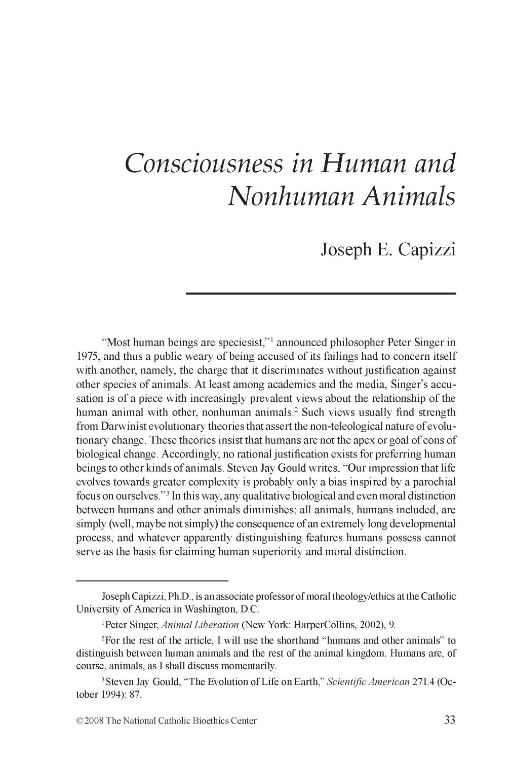# Consciousness in Human and Nonhuman Animals

Joseph E. Capizzi

"Most human beings are speciesist,"[1] announced philosopher Peter Singer in 1975, and thus a public weary of being accused of its failings had to concern itself with another, namely, the charge that it discriminates without justification against other species of animals. At least among academics and the media, Singer's accusation is of a piece with increasingly prevalent views about the relationship of the human animal with other, nonhuman animals.[2] Such views usually find strength from Darwinist evolutionary theories that assert the non-teleological nature of evolutionary change. These theories insist that humans are not the apex or goal of eons of biological change. Accordingly, no rational justification exists for preferring human beings to other kinds of animals. Steven Jay Gould writes, "Our impression that life evolves towards greater complexity is probably only a bias inspired by a parochial focus on ourselves."[3] In this way, any qualitative biological and even moral distinction between humans and other animals diminishes; all animals, humans included, are simply (well, maybe not simply) the consequence of an extremely long developmental process, and whatever apparently distinguishing features humans possess cannot serve as the basis for claiming human superiority and moral distinction.

---

Joseph Capizzi, Ph.D., is an associate professor of moral theology/ethics at the Catholic University of America in Washington, D.C.

[1] Peter Singer, *Animal Liberation* (New York: HarperCollins, 2002), 9.

[2] For the rest of the article, I will use the shorthand "humans and other animals" to distinguish between human animals and the rest of the animal kingdom. Humans are, of course, animals, as I shall discuss momentarily.

[3] Steven Jay Gould, "The Evolution of Life on Earth," *Scientific American* 271.4 (October 1994): 87.

© 2008 The National Catholic Bioethics Center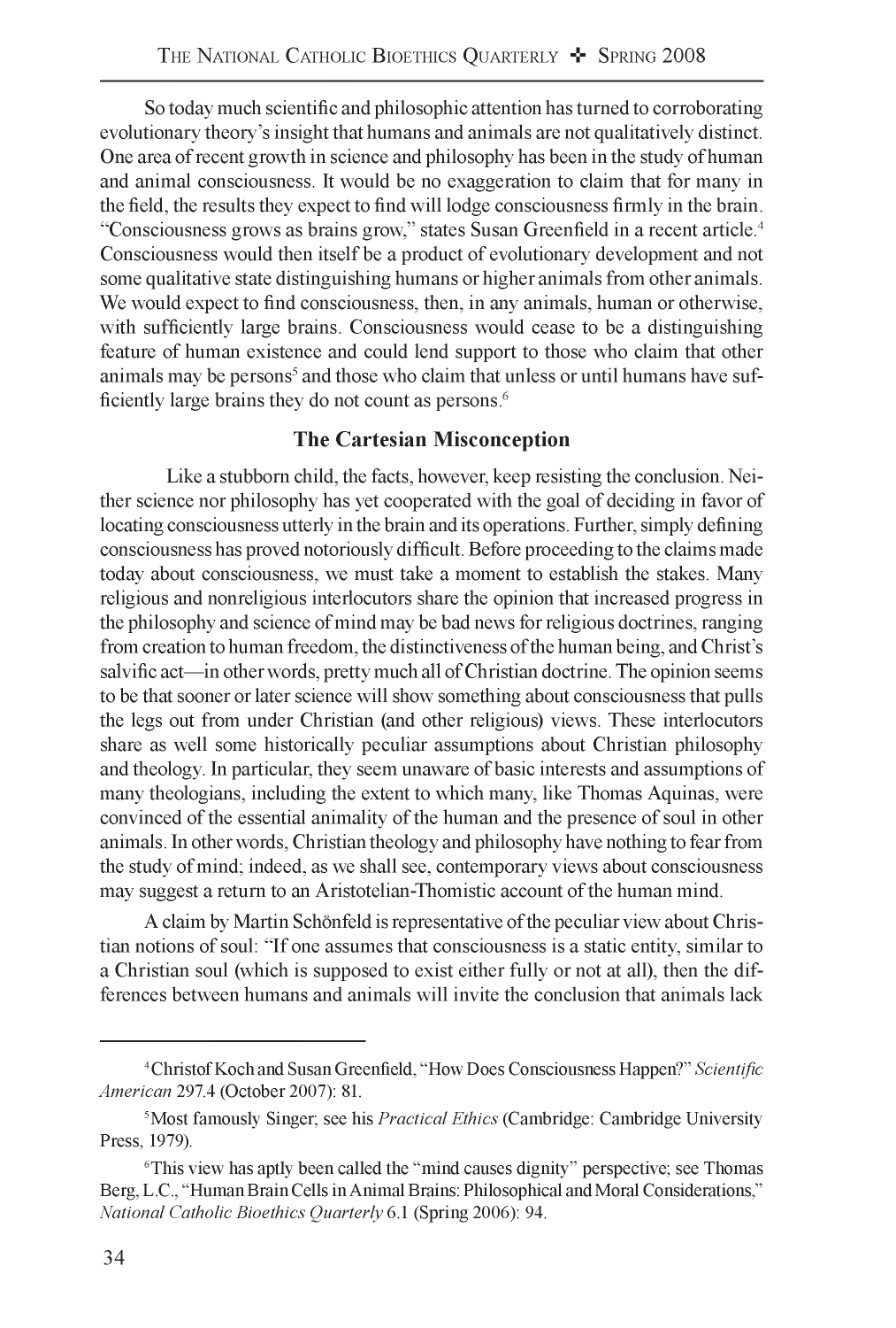So today much scientific and philosophic attention has turned to corroborating evolutionary theory's insight that humans and animals are not qualitatively distinct. One area of recent growth in science and philosophy has been in the study of human and animal consciousness. It would be no exaggeration to claim that for many in the field, the results they expect to find will lodge consciousness firmly in the brain. "Consciousness grows as brains grow," states Susan Greenfield in a recent article.[4] Consciousness would then itself be a product of evolutionary development and not some qualitative state distinguishing humans or higher animals from other animals. We would expect to find consciousness, then, in any animals, human or otherwise, with sufficiently large brains. Consciousness would cease to be a distinguishing feature of human existence and could lend support to those who claim that other animals may be persons[5] and those who claim that unless or until humans have sufficiently large brains they do not count as persons.[6]

## The Cartesian Misconception

Like a stubborn child, the facts, however, keep resisting the conclusion. Neither science nor philosophy has yet cooperated with the goal of deciding in favor of locating consciousness utterly in the brain and its operations. Further, simply defining consciousness has proved notoriously difficult. Before proceeding to the claims made today about consciousness, we must take a moment to establish the stakes. Many religious and nonreligious interlocutors share the opinion that increased progress in the philosophy and science of mind may be bad news for religious doctrines, ranging from creation to human freedom, the distinctiveness of the human being, and Christ's salvific act—in other words, pretty much all of Christian doctrine. The opinion seems to be that sooner or later science will show something about consciousness that pulls the legs out from under Christian (and other religious) views. These interlocutors share as well some historically peculiar assumptions about Christian philosophy and theology. In particular, they seem unaware of basic interests and assumptions of many theologians, including the extent to which many, like Thomas Aquinas, were convinced of the essential animality of the human and the presence of soul in other animals. In other words, Christian theology and philosophy have nothing to fear from the study of mind; indeed, as we shall see, contemporary views about consciousness may suggest a return to an Aristotelian-Thomistic account of the human mind.

A claim by Martin Schönfeld is representative of the peculiar view about Christian notions of soul: "If one assumes that consciousness is a static entity, similar to a Christian soul (which is supposed to exist either fully or not at all), then the differences between humans and animals will invite the conclusion that animals lack

---

[4] Christof Koch and Susan Greenfield, "How Does Consciousness Happen?" *Scientific American* 297.4 (October 2007): 81.

[5] Most famously Singer; see his *Practical Ethics* (Cambridge: Cambridge University Press, 1979).

[6] This view has aptly been called the "mind causes dignity" perspective; see Thomas Berg, L.C., "Human Brain Cells in Animal Brains: Philosophical and Moral Considerations," *National Catholic Bioethics Quarterly* 6.1 (Spring 2006): 94.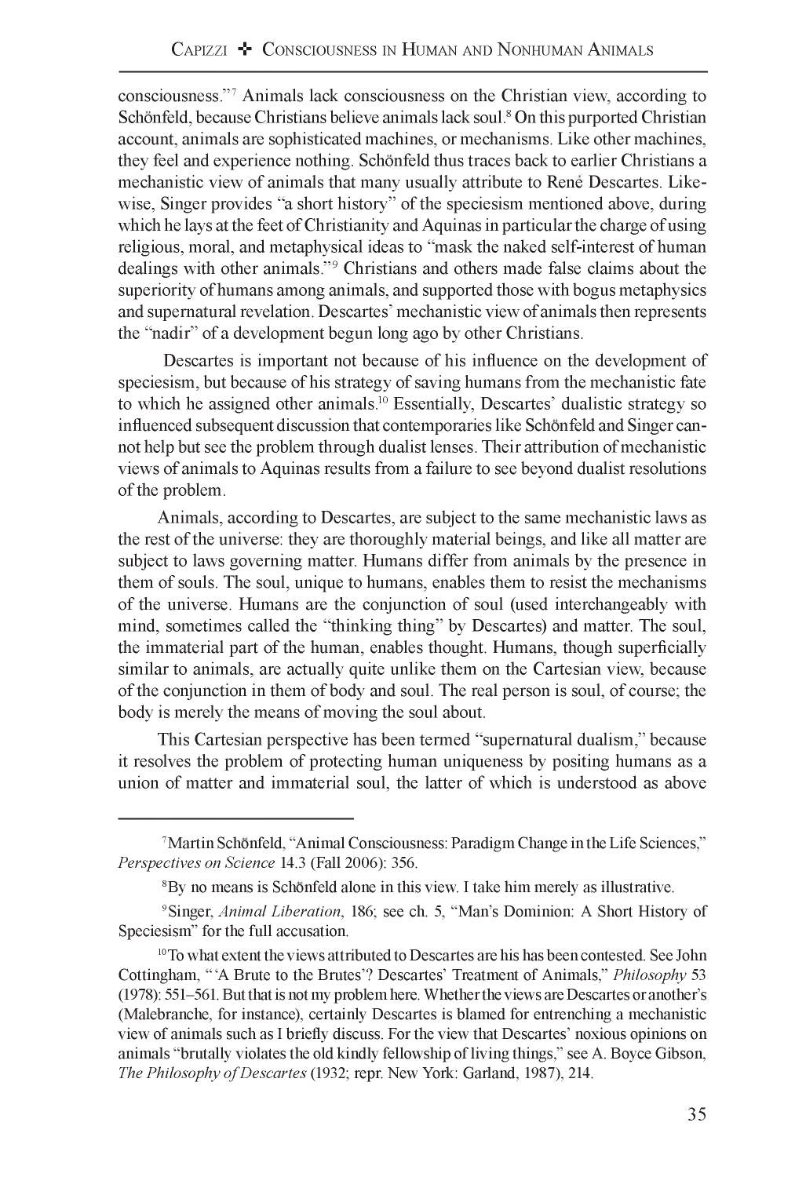consciousness."[7] Animals lack consciousness on the Christian view, according to Schönfeld, because Christians believe animals lack soul.[8] On this purported Christian account, animals are sophisticated machines, or mechanisms. Like other machines, they feel and experience nothing. Schönfeld thus traces back to earlier Christians a mechanistic view of animals that many usually attribute to René Descartes. Likewise, Singer provides "a short history" of the speciesism mentioned above, during which he lays at the feet of Christianity and Aquinas in particular the charge of using religious, moral, and metaphysical ideas to "mask the naked self-interest of human dealings with other animals."[9] Christians and others made false claims about the superiority of humans among animals, and supported those with bogus metaphysics and supernatural revelation. Descartes' mechanistic view of animals then represents the "nadir" of a development begun long ago by other Christians.

Descartes is important not because of his influence on the development of speciesism, but because of his strategy of saving humans from the mechanistic fate to which he assigned other animals.[10] Essentially, Descartes' dualistic strategy so influenced subsequent discussion that contemporaries like Schönfeld and Singer cannot help but see the problem through dualist lenses. Their attribution of mechanistic views of animals to Aquinas results from a failure to see beyond dualist resolutions of the problem.

Animals, according to Descartes, are subject to the same mechanistic laws as the rest of the universe: they are thoroughly material beings, and like all matter are subject to laws governing matter. Humans differ from animals by the presence in them of souls. The soul, unique to humans, enables them to resist the mechanisms of the universe. Humans are the conjunction of soul (used interchangeably with mind, sometimes called the "thinking thing" by Descartes) and matter. The soul, the immaterial part of the human, enables thought. Humans, though superficially similar to animals, are actually quite unlike them on the Cartesian view, because of the conjunction in them of body and soul. The real person is soul, of course; the body is merely the means of moving the soul about.

This Cartesian perspective has been termed "supernatural dualism," because it resolves the problem of protecting human uniqueness by positing humans as a union of matter and immaterial soul, the latter of which is understood as above

---

[7] Martin Schönfeld, "Animal Consciousness: Paradigm Change in the Life Sciences," *Perspectives on Science* 14.3 (Fall 2006): 356.

[8] By no means is Schönfeld alone in this view. I take him merely as illustrative.

[9] Singer, *Animal Liberation*, 186; see ch. 5, "Man's Dominion: A Short History of Speciesism" for the full accusation.

[10] To what extent the views attributed to Descartes are his has been contested. See John Cottingham, "'A Brute to the Brutes'? Descartes' Treatment of Animals," *Philosophy* 53 (1978): 551–561. But that is not my problem here. Whether the views are Descartes or another's (Malebranche, for instance), certainly Descartes is blamed for entrenching a mechanistic view of animals such as I briefly discuss. For the view that Descartes' noxious opinions on animals "brutally violates the old kindly fellowship of living things," see A. Boyce Gibson, *The Philosophy of Descartes* (1932; repr. New York: Garland, 1987), 214.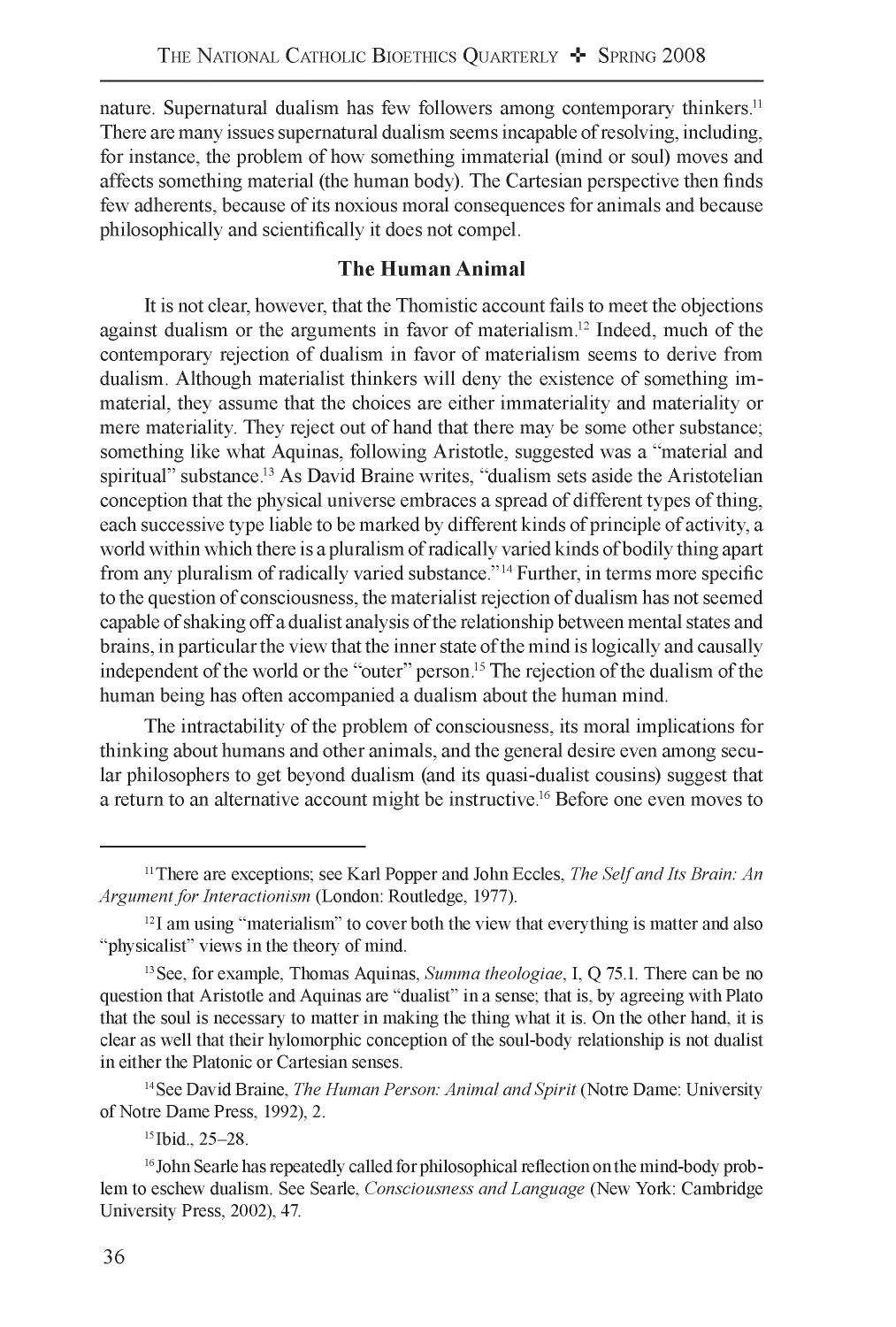nature. Supernatural dualism has few followers among contemporary thinkers.[11] There are many issues supernatural dualism seems incapable of resolving, including, for instance, the problem of how something immaterial (mind or soul) moves and affects something material (the human body). The Cartesian perspective then finds few adherents, because of its noxious moral consequences for animals and because philosophically and scientifically it does not compel.

## The Human Animal

It is not clear, however, that the Thomistic account fails to meet the objections against dualism or the arguments in favor of materialism.[12] Indeed, much of the contemporary rejection of dualism in favor of materialism seems to derive from dualism. Although materialist thinkers will deny the existence of something immaterial, they assume that the choices are either immateriality and materiality or mere materiality. They reject out of hand that there may be some other substance; something like what Aquinas, following Aristotle, suggested was a "material and spiritual" substance.[13] As David Braine writes, "dualism sets aside the Aristotelian conception that the physical universe embraces a spread of different types of thing, each successive type liable to be marked by different kinds of principle of activity, a world within which there is a pluralism of radically varied kinds of bodily thing apart from any pluralism of radically varied substance."[14] Further, in terms more specific to the question of consciousness, the materialist rejection of dualism has not seemed capable of shaking off a dualist analysis of the relationship between mental states and brains, in particular the view that the inner state of the mind is logically and causally independent of the world or the "outer" person.[15] The rejection of the dualism of the human being has often accompanied a dualism about the human mind.

The intractability of the problem of consciousness, its moral implications for thinking about humans and other animals, and the general desire even among secular philosophers to get beyond dualism (and its quasi-dualist cousins) suggest that a return to an alternative account might be instructive.[16] Before one even moves to

---

[11] There are exceptions; see Karl Popper and John Eccles, *The Self and Its Brain: An Argument for Interactionism* (London: Routledge, 1977).

[12] I am using "materialism" to cover both the view that everything is matter and also "physicalist" views in the theory of mind.

[13] See, for example, Thomas Aquinas, *Summa theologiae*, I, Q 75.1. There can be no question that Aristotle and Aquinas are "dualist" in a sense; that is, by agreeing with Plato that the soul is necessary to matter in making the thing what it is. On the other hand, it is clear as well that their hylomorphic conception of the soul-body relationship is not dualist in either the Platonic or Cartesian senses.

[14] See David Braine, *The Human Person: Animal and Spirit* (Notre Dame: University of Notre Dame Press, 1992), 2.

[15] Ibid., 25–28.

[16] John Searle has repeatedly called for philosophical reflection on the mind-body problem to eschew dualism. See Searle, *Consciousness and Language* (New York: Cambridge University Press, 2002), 47.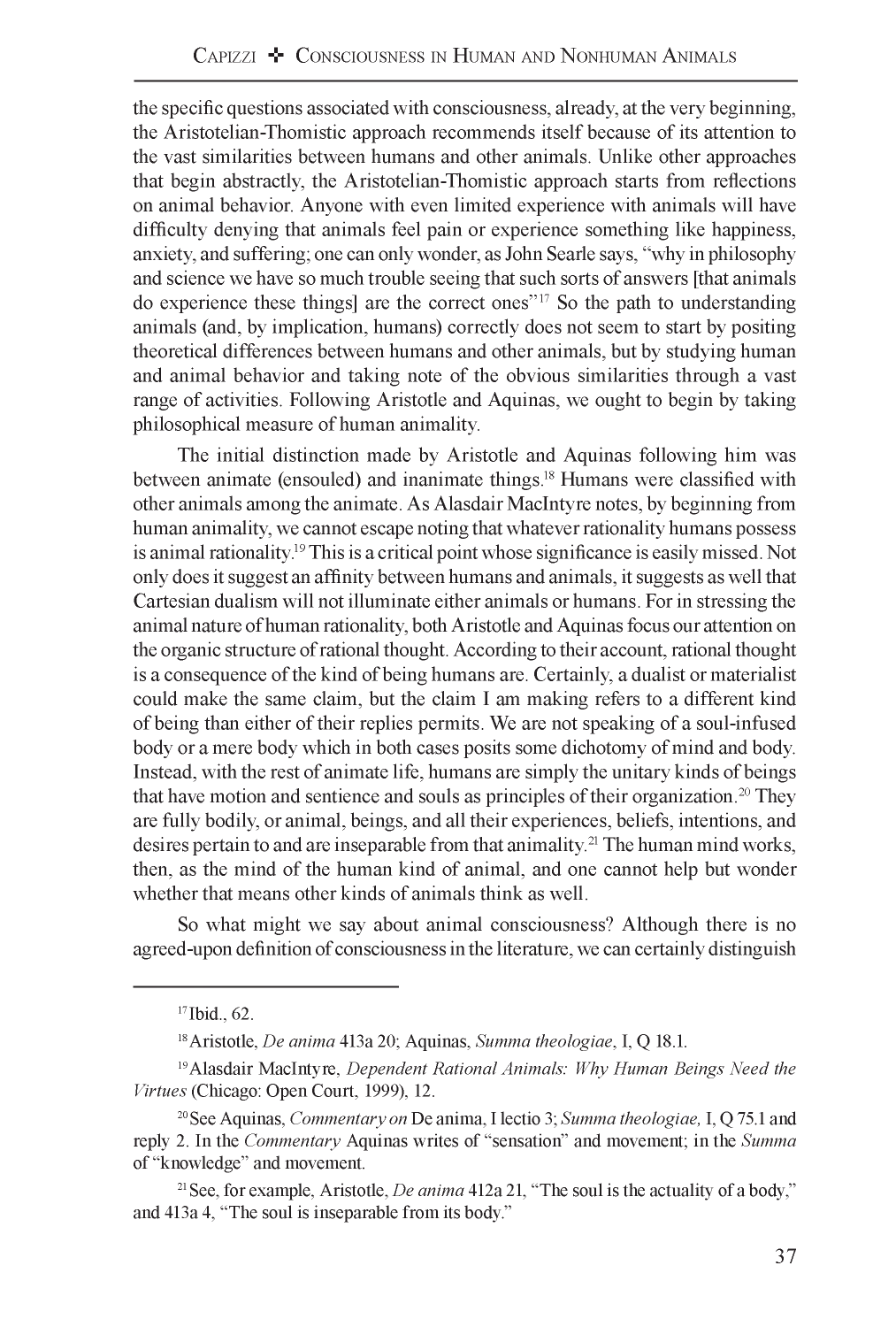the specific questions associated with consciousness, already, at the very beginning, the Aristotelian-Thomistic approach recommends itself because of its attention to the vast similarities between humans and other animals. Unlike other approaches that begin abstractly, the Aristotelian-Thomistic approach starts from reflections on animal behavior. Anyone with even limited experience with animals will have difficulty denying that animals feel pain or experience something like happiness, anxiety, and suffering; one can only wonder, as John Searle says, "why in philosophy and science we have so much trouble seeing that such sorts of answers [that animals do experience these things] are the correct ones"[17] So the path to understanding animals (and, by implication, humans) correctly does not seem to start by positing theoretical differences between humans and other animals, but by studying human and animal behavior and taking note of the obvious similarities through a vast range of activities. Following Aristotle and Aquinas, we ought to begin by taking philosophical measure of human animality.

The initial distinction made by Aristotle and Aquinas following him was between animate (ensouled) and inanimate things.[18] Humans were classified with other animals among the animate. As Alasdair MacIntyre notes, by beginning from human animality, we cannot escape noting that whatever rationality humans possess is animal rationality.[19] This is a critical point whose significance is easily missed. Not only does it suggest an affinity between humans and animals, it suggests as well that Cartesian dualism will not illuminate either animals or humans. For in stressing the animal nature of human rationality, both Aristotle and Aquinas focus our attention on the organic structure of rational thought. According to their account, rational thought is a consequence of the kind of being humans are. Certainly, a dualist or materialist could make the same claim, but the claim I am making refers to a different kind of being than either of their replies permits. We are not speaking of a soul-infused body or a mere body which in both cases posits some dichotomy of mind and body. Instead, with the rest of animate life, humans are simply the unitary kinds of beings that have motion and sentience and souls as principles of their organization.[20] They are fully bodily, or animal, beings, and all their experiences, beliefs, intentions, and desires pertain to and are inseparable from that animality.[21] The human mind works, then, as the mind of the human kind of animal, and one cannot help but wonder whether that means other kinds of animals think as well.

So what might we say about animal consciousness? Although there is no agreed-upon definition of consciousness in the literature, we can certainly distinguish

---

[17] Ibid., 62.

[18] Aristotle, *De anima* 413a 20; Aquinas, *Summa theologiae*, I, Q 18.1.

[19] Alasdair MacIntyre, *Dependent Rational Animals: Why Human Beings Need the Virtues* (Chicago: Open Court, 1999), 12.

[20] See Aquinas, *Commentary on* De anima, I lectio 3; *Summa theologiae,* I, Q 75.1 and reply 2. In the *Commentary* Aquinas writes of "sensation" and movement; in the *Summa* of "knowledge" and movement.

[21] See, for example, Aristotle, *De anima* 412a 21, "The soul is the actuality of a body," and 413a 4, "The soul is inseparable from its body."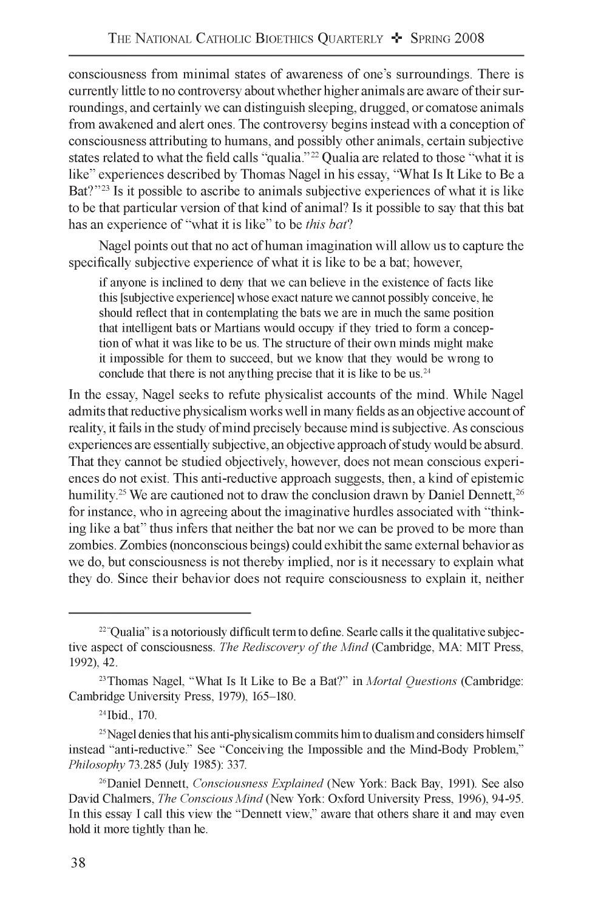consciousness from minimal states of awareness of one's surroundings. There is currently little to no controversy about whether higher animals are aware of their surroundings, and certainly we can distinguish sleeping, drugged, or comatose animals from awakened and alert ones. The controversy begins instead with a conception of consciousness attributing to humans, and possibly other animals, certain subjective states related to what the field calls "qualia."[22] Qualia are related to those "what it is like" experiences described by Thomas Nagel in his essay, "What Is It Like to Be a Bat?"[23] Is it possible to ascribe to animals subjective experiences of what it is like to be that particular version of that kind of animal? Is it possible to say that this bat has an experience of "what it is like" to be *this bat*?

Nagel points out that no act of human imagination will allow us to capture the specifically subjective experience of what it is like to be a bat; however,

> if anyone is inclined to deny that we can believe in the existence of facts like this [subjective experience] whose exact nature we cannot possibly conceive, he should reflect that in contemplating the bats we are in much the same position that intelligent bats or Martians would occupy if they tried to form a conception of what it was like to be us. The structure of their own minds might make it impossible for them to succeed, but we know that they would be wrong to conclude that there is not anything precise that it is like to be us.[24]

In the essay, Nagel seeks to refute physicalist accounts of the mind. While Nagel admits that reductive physicalism works well in many fields as an objective account of reality, it fails in the study of mind precisely because mind is subjective. As conscious experiences are essentially subjective, an objective approach of study would be absurd. That they cannot be studied objectively, however, does not mean conscious experiences do not exist. This anti-reductive approach suggests, then, a kind of epistemic humility.[25] We are cautioned not to draw the conclusion drawn by Daniel Dennett,[26] for instance, who in agreeing about the imaginative hurdles associated with "thinking like a bat" thus infers that neither the bat nor we can be proved to be more than zombies. Zombies (nonconscious beings) could exhibit the same external behavior as we do, but consciousness is not thereby implied, nor is it necessary to explain what they do. Since their behavior does not require consciousness to explain it, neither

---

[22] "Qualia" is a notoriously difficult term to define. Searle calls it the qualitative subjective aspect of consciousness. *The Rediscovery of the Mind* (Cambridge, MA: MIT Press, 1992), 42.

[23] Thomas Nagel, "What Is It Like to Be a Bat?" in *Mortal Questions* (Cambridge: Cambridge University Press, 1979), 165–180.

[24] Ibid., 170.

[25] Nagel denies that his anti-physicalism commits him to dualism and considers himself instead "anti-reductive." See "Conceiving the Impossible and the Mind-Body Problem," *Philosophy* 73.285 (July 1985): 337.

[26] Daniel Dennett, *Consciousness Explained* (New York: Back Bay, 1991). See also David Chalmers, *The Conscious Mind* (New York: Oxford University Press, 1996), 94-95. In this essay I call this view the "Dennett view," aware that others share it and may even hold it more tightly than he.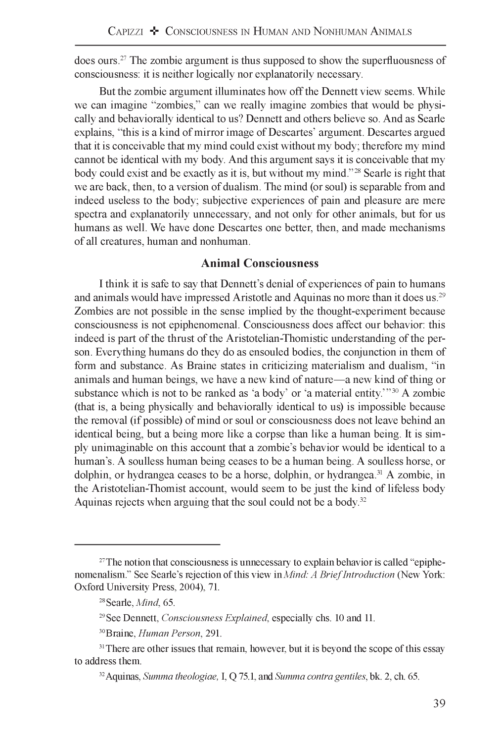does ours.[27] The zombie argument is thus supposed to show the superfluousness of consciousness: it is neither logically nor explanatorily necessary.

But the zombie argument illuminates how off the Dennett view seems. While we can imagine "zombies," can we really imagine zombies that would be physically and behaviorally identical to us? Dennett and others believe so. And as Searle explains, "this is a kind of mirror image of Descartes' argument. Descartes argued that it is conceivable that my mind could exist without my body; therefore my mind cannot be identical with my body. And this argument says it is conceivable that my body could exist and be exactly as it is, but without my mind."[28] Searle is right that we are back, then, to a version of dualism. The mind (or soul) is separable from and indeed useless to the body; subjective experiences of pain and pleasure are mere spectra and explanatorily unnecessary, and not only for other animals, but for us humans as well. We have done Descartes one better, then, and made mechanisms of all creatures, human and nonhuman.

## Animal Consciousness

I think it is safe to say that Dennett's denial of experiences of pain to humans and animals would have impressed Aristotle and Aquinas no more than it does us.[29] Zombies are not possible in the sense implied by the thought-experiment because consciousness is not epiphenomenal. Consciousness does affect our behavior: this indeed is part of the thrust of the Aristotelian-Thomistic understanding of the person. Everything humans do they do as ensouled bodies, the conjunction in them of form and substance. As Braine states in criticizing materialism and dualism, "in animals and human beings, we have a new kind of nature—a new kind of thing or substance which is not to be ranked as 'a body' or 'a material entity.'"[30] A zombie (that is, a being physically and behaviorally identical to us) is impossible because the removal (if possible) of mind or soul or consciousness does not leave behind an identical being, but a being more like a corpse than like a human being. It is simply unimaginable on this account that a zombie's behavior would be identical to a human's. A soulless human being ceases to be a human being. A soulless horse, or dolphin, or hydrangea ceases to be a horse, dolphin, or hydrangea.[31] A zombie, in the Aristotelian-Thomist account, would seem to be just the kind of lifeless body Aquinas rejects when arguing that the soul could not be a body.[32]

---

[27] The notion that consciousness is unnecessary to explain behavior is called "epiphenomenalism." See Searle's rejection of this view in *Mind: A Brief Introduction* (New York: Oxford University Press, 2004), 71.

[28] Searle, *Mind*, 65.

[29] See Dennett, *Consciousness Explained*, especially chs. 10 and 11.

[30] Braine, *Human Person*, 291.

[31] There are other issues that remain, however, but it is beyond the scope of this essay to address them.

[32] Aquinas, *Summa theologiae,* I, Q 75.1, and *Summa contra gentiles*, bk. 2, ch. 65.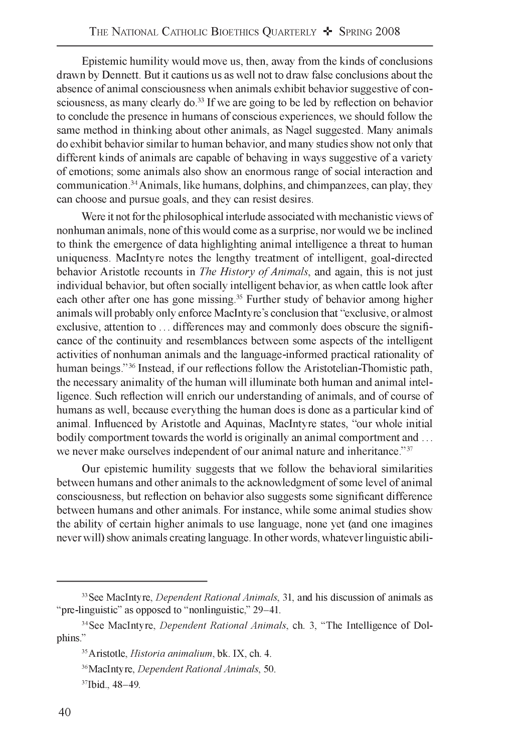Epistemic humility would move us, then, away from the kinds of conclusions drawn by Dennett. But it cautions us as well not to draw false conclusions about the absence of animal consciousness when animals exhibit behavior suggestive of consciousness, as many clearly do.[33] If we are going to be led by reflection on behavior to conclude the presence in humans of conscious experiences, we should follow the same method in thinking about other animals, as Nagel suggested. Many animals do exhibit behavior similar to human behavior, and many studies show not only that different kinds of animals are capable of behaving in ways suggestive of a variety of emotions; some animals also show an enormous range of social interaction and communication.[34] Animals, like humans, dolphins, and chimpanzees, can play, they can choose and pursue goals, and they can resist desires.

Were it not for the philosophical interlude associated with mechanistic views of nonhuman animals, none of this would come as a surprise, nor would we be inclined to think the emergence of data highlighting animal intelligence a threat to human uniqueness. MacIntyre notes the lengthy treatment of intelligent, goal-directed behavior Aristotle recounts in *The History of Animals*, and again, this is not just individual behavior, but often socially intelligent behavior, as when cattle look after each other after one has gone missing.[35] Further study of behavior among higher animals will probably only enforce MacIntyre's conclusion that "exclusive, or almost exclusive, attention to . . . differences may and commonly does obscure the significance of the continuity and resemblances between some aspects of the intelligent activities of nonhuman animals and the language-informed practical rationality of human beings."[36] Instead, if our reflections follow the Aristotelian-Thomistic path, the necessary animality of the human will illuminate both human and animal intelligence. Such reflection will enrich our understanding of animals, and of course of humans as well, because everything the human does is done as a particular kind of animal. Influenced by Aristotle and Aquinas, MacIntyre states, "our whole initial bodily comportment towards the world is originally an animal comportment and . . . we never make ourselves independent of our animal nature and inheritance."[37]

Our epistemic humility suggests that we follow the behavioral similarities between humans and other animals to the acknowledgment of some level of animal consciousness, but reflection on behavior also suggests some significant difference between humans and other animals. For instance, while some animal studies show the ability of certain higher animals to use language, none yet (and one imagines never will) show animals creating language. In other words, whatever linguistic abili-

---

[33] See MacIntyre, *Dependent Rational Animals*, 31, and his discussion of animals as "pre-linguistic" as opposed to "nonlinguistic," 29–41.

[34] See MacIntyre, *Dependent Rational Animals*, ch. 3, "The Intelligence of Dolphins."

[35] Aristotle, *Historia animalium*, bk. IX, ch. 4.

[36] MacIntyre, *Dependent Rational Animals*, 50.

[37] Ibid., 48–49.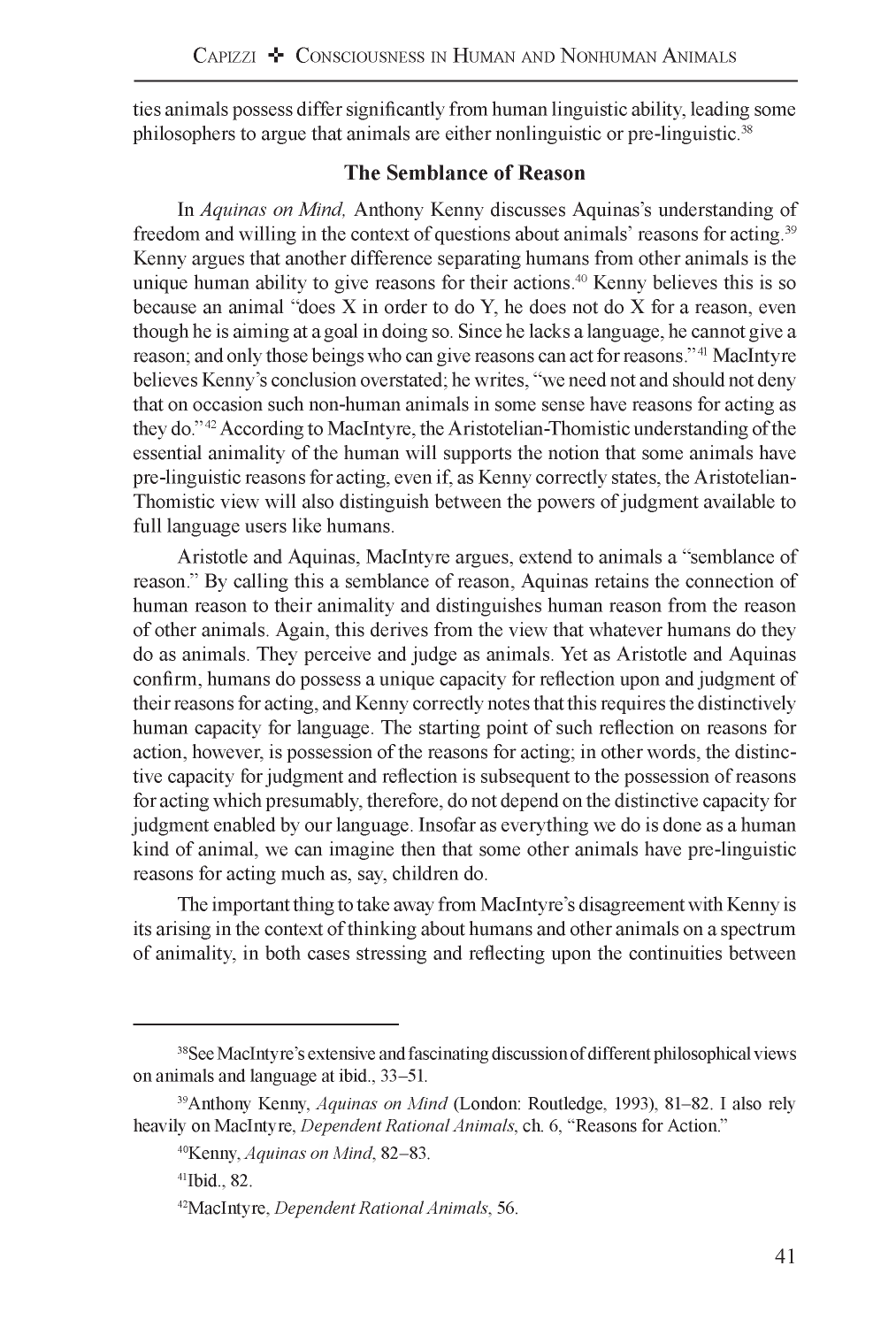ties animals possess differ significantly from human linguistic ability, leading some philosophers to argue that animals are either nonlinguistic or pre-linguistic.[38]

## The Semblance of Reason

In *Aquinas on Mind,* Anthony Kenny discusses Aquinas's understanding of freedom and willing in the context of questions about animals' reasons for acting.[39] Kenny argues that another difference separating humans from other animals is the unique human ability to give reasons for their actions.[40] Kenny believes this is so because an animal "does X in order to do Y, he does not do X for a reason, even though he is aiming at a goal in doing so. Since he lacks a language, he cannot give a reason; and only those beings who can give reasons can act for reasons."[41] MacIntyre believes Kenny's conclusion overstated; he writes, "we need not and should not deny that on occasion such non-human animals in some sense have reasons for acting as they do."[42] According to MacIntyre, the Aristotelian-Thomistic understanding of the essential animality of the human will supports the notion that some animals have pre-linguistic reasons for acting, even if, as Kenny correctly states, the Aristotelian-Thomistic view will also distinguish between the powers of judgment available to full language users like humans.

Aristotle and Aquinas, MacIntyre argues, extend to animals a "semblance of reason." By calling this a semblance of reason, Aquinas retains the connection of human reason to their animality and distinguishes human reason from the reason of other animals. Again, this derives from the view that whatever humans do they do as animals. They perceive and judge as animals. Yet as Aristotle and Aquinas confirm, humans do possess a unique capacity for reflection upon and judgment of their reasons for acting, and Kenny correctly notes that this requires the distinctively human capacity for language. The starting point of such reflection on reasons for action, however, is possession of the reasons for acting; in other words, the distinctive capacity for judgment and reflection is subsequent to the possession of reasons for acting which presumably, therefore, do not depend on the distinctive capacity for judgment enabled by our language. Insofar as everything we do is done as a human kind of animal, we can imagine then that some other animals have pre-linguistic reasons for acting much as, say, children do.

The important thing to take away from MacIntyre's disagreement with Kenny is its arising in the context of thinking about humans and other animals on a spectrum of animality, in both cases stressing and reflecting upon the continuities between

---

[38]See MacIntyre's extensive and fascinating discussion of different philosophical views on animals and language at ibid., 33–51.

[39]Anthony Kenny, *Aquinas on Mind* (London: Routledge, 1993), 81–82. I also rely heavily on MacIntyre, *Dependent Rational Animals*, ch. 6, "Reasons for Action."

[40]Kenny, *Aquinas on Mind*, 82–83.

[41]Ibid., 82.

[42]MacIntyre, *Dependent Rational Animals*, 56.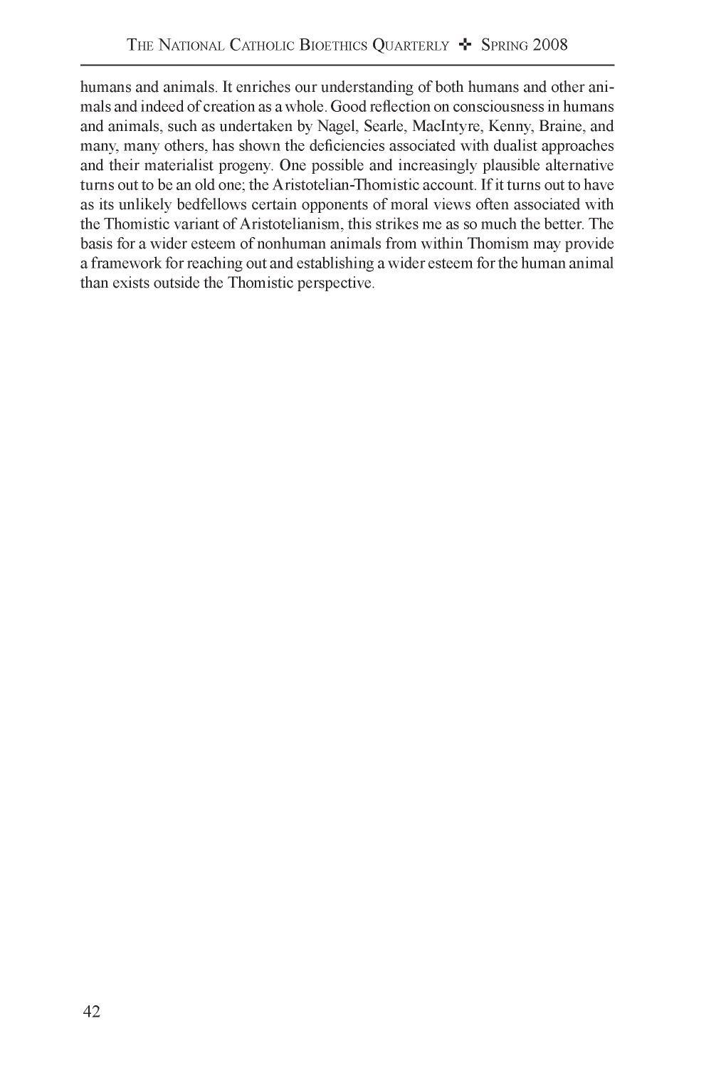humans and animals. It enriches our understanding of both humans and other animals and indeed of creation as a whole. Good reflection on consciousness in humans and animals, such as undertaken by Nagel, Searle, MacIntyre, Kenny, Braine, and many, many others, has shown the deficiencies associated with dualist approaches and their materialist progeny. One possible and increasingly plausible alternative turns out to be an old one; the Aristotelian-Thomistic account. If it turns out to have as its unlikely bedfellows certain opponents of moral views often associated with the Thomistic variant of Aristotelianism, this strikes me as so much the better. The basis for a wider esteem of nonhuman animals from within Thomism may provide a framework for reaching out and establishing a wider esteem for the human animal than exists outside the Thomistic perspective.